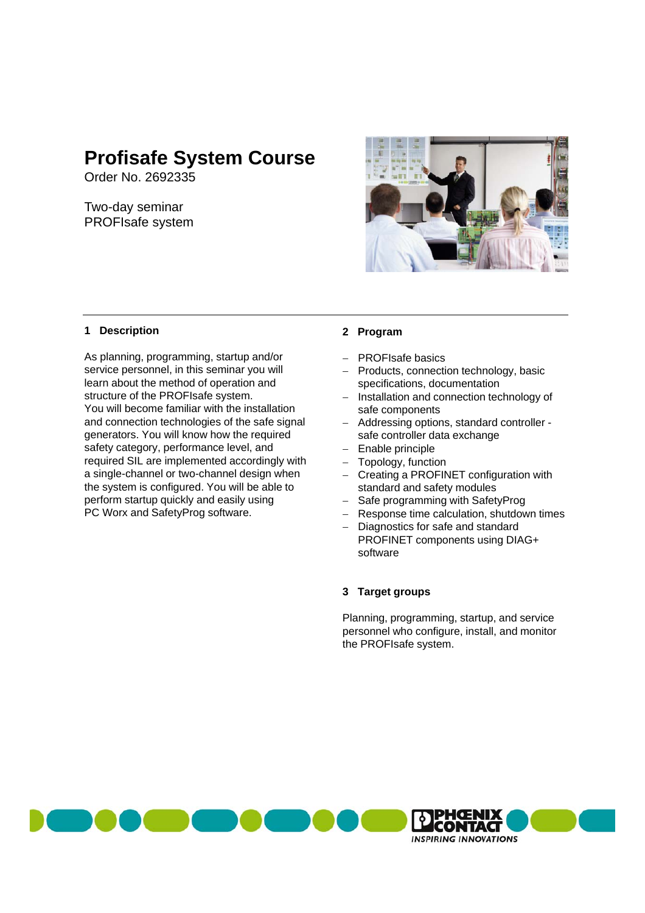# Profisafe System Course

Order No. 2692335

Two-day seminar
PROFIsafe system

## 1 Description

As planning, programming, startup and/or service personnel, in this seminar you will learn about the method of operation and structure of the PROFIsafe system.
You will become familiar with the installation and connection technologies of the safe signal generators. You will know how the required safety category, performance level, and required SIL are implemented accordingly with a single-channel or two-channel design when the system is configured. You will be able to perform startup quickly and easily using PC Worx and SafetyProg software.

## 2 Program

- PROFIsafe basics
- Products, connection technology, basic specifications, documentation
- Installation and connection technology of safe components
- Addressing options, standard controller - safe controller data exchange
- Enable principle
- Topology, function
- Creating a PROFINET configuration with standard and safety modules
- Safe programming with SafetyProg
- Response time calculation, shutdown times
- Diagnostics for safe and standard PROFINET components using DIAG+ software

## 3 Target groups

Planning, programming, startup, and service personnel who configure, install, and monitor the PROFIsafe system.

PHOENIX CONTACT
INSPIRING INNOVATIONS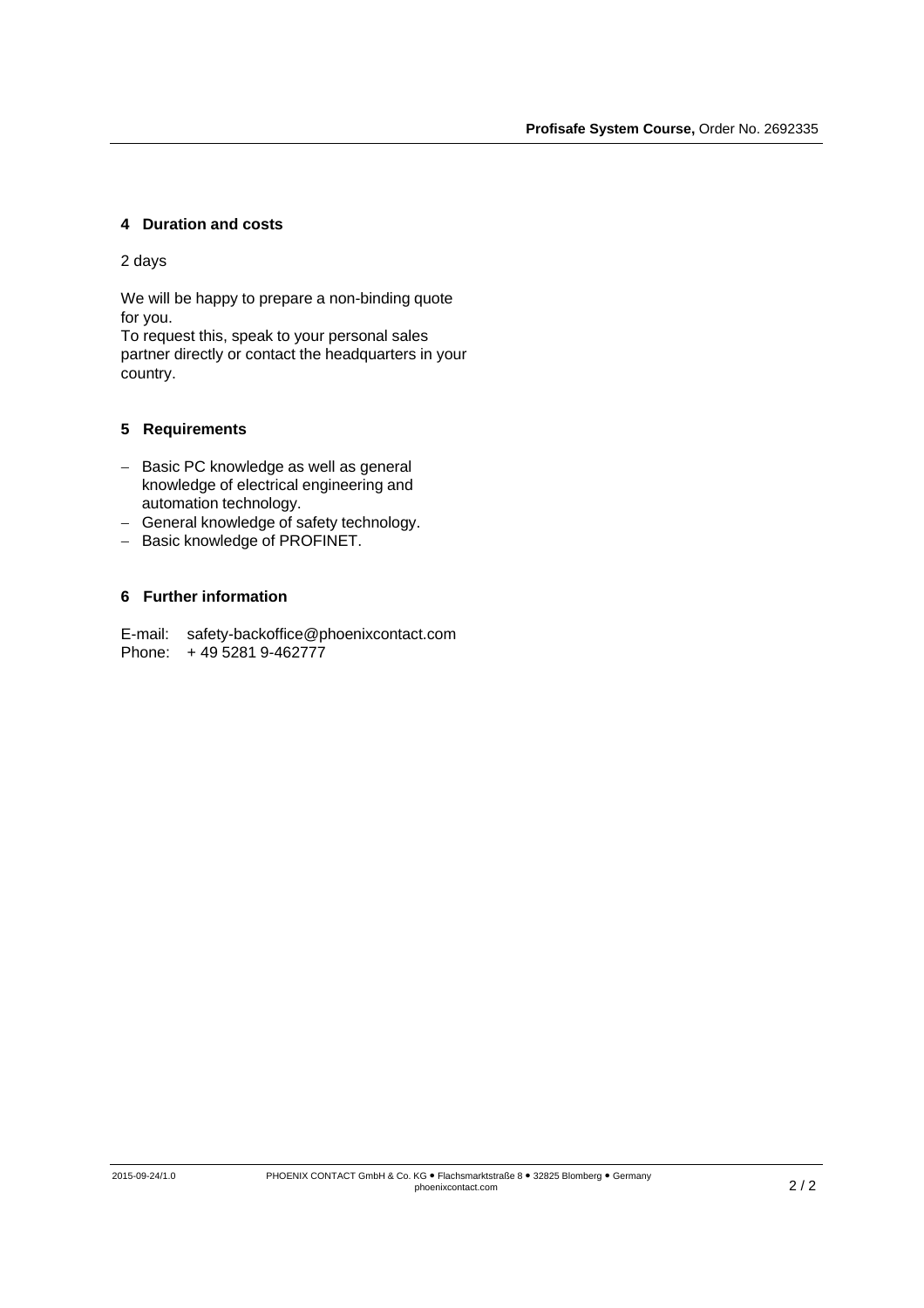## 4 Duration and costs

2 days

We will be happy to prepare a non-binding quote for you.
To request this, speak to your personal sales partner directly or contact the headquarters in your country.

## 5 Requirements

- Basic PC knowledge as well as general knowledge of electrical engineering and automation technology.
- General knowledge of safety technology.
- Basic knowledge of PROFINET.

## 6 Further information

E-mail: safety-backoffice@phoenixcontact.com
Phone: + 49 5281 9-462777